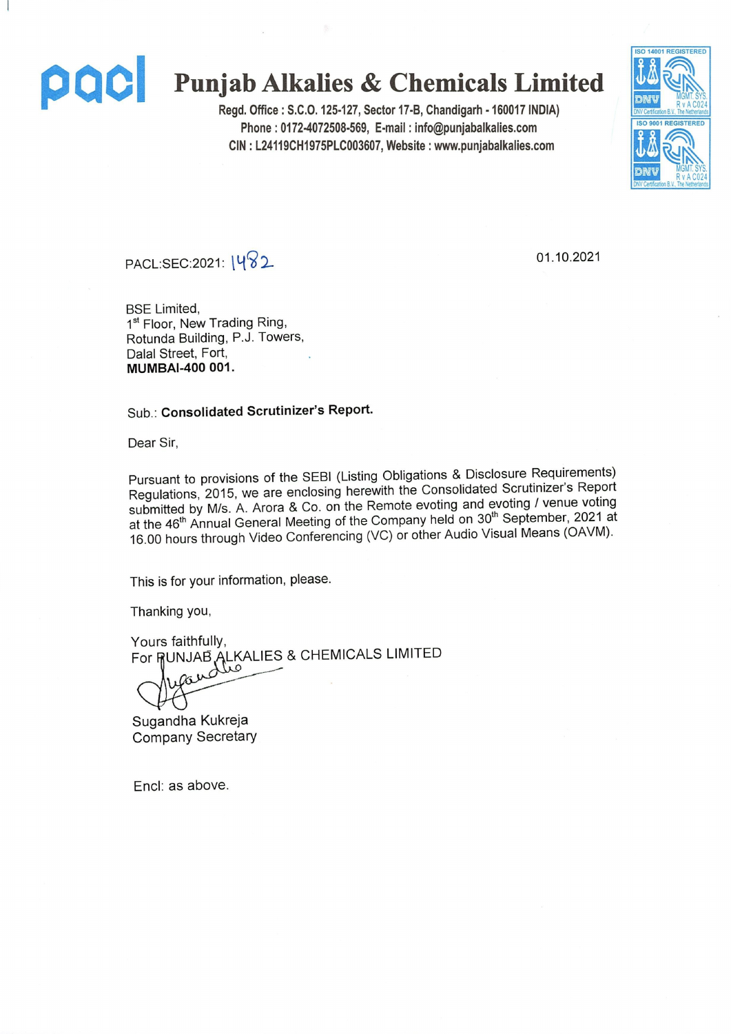# Punjab Alkalies & Chemicals Limited

**Regd. Office : S.C.O. 125-127, Sector 17-B, Chandigarh - 160017 INDIA)**
**Phone : 0172-4072508-569, E-mail : info@punjabalkalies.com**
**CIN : L24119CH1975PLC003607, Website : www.punjabalkalies.com**

ISO 14001 REGISTERED
ISO 9001 REGISTERED

PACL:SEC:2021: 1482

01.10.2021

BSE Limited,
1st Floor, New Trading Ring,
Rotunda Building, P.J. Towers,
Dalal Street, Fort,
**MUMBAI-400 001.**

Sub.: **Consolidated Scrutinizer's Report.**

Dear Sir,

Pursuant to provisions of the SEBI (Listing Obligations & Disclosure Requirements) Regulations, 2015, we are enclosing herewith the Consolidated Scrutinizer's Report submitted by M/s. A. Arora & Co. on the Remote evoting and evoting / venue voting at the 46th Annual General Meeting of the Company held on 30th September, 2021 at 16.00 hours through Video Conferencing (VC) or other Audio Visual Means (OAVM).

This is for your information, please.

Thanking you,

Yours faithfully,
For PUNJAB ALKALIES & CHEMICALS LIMITED

Sugandha Kukreja
Company Secretary

Encl: as above.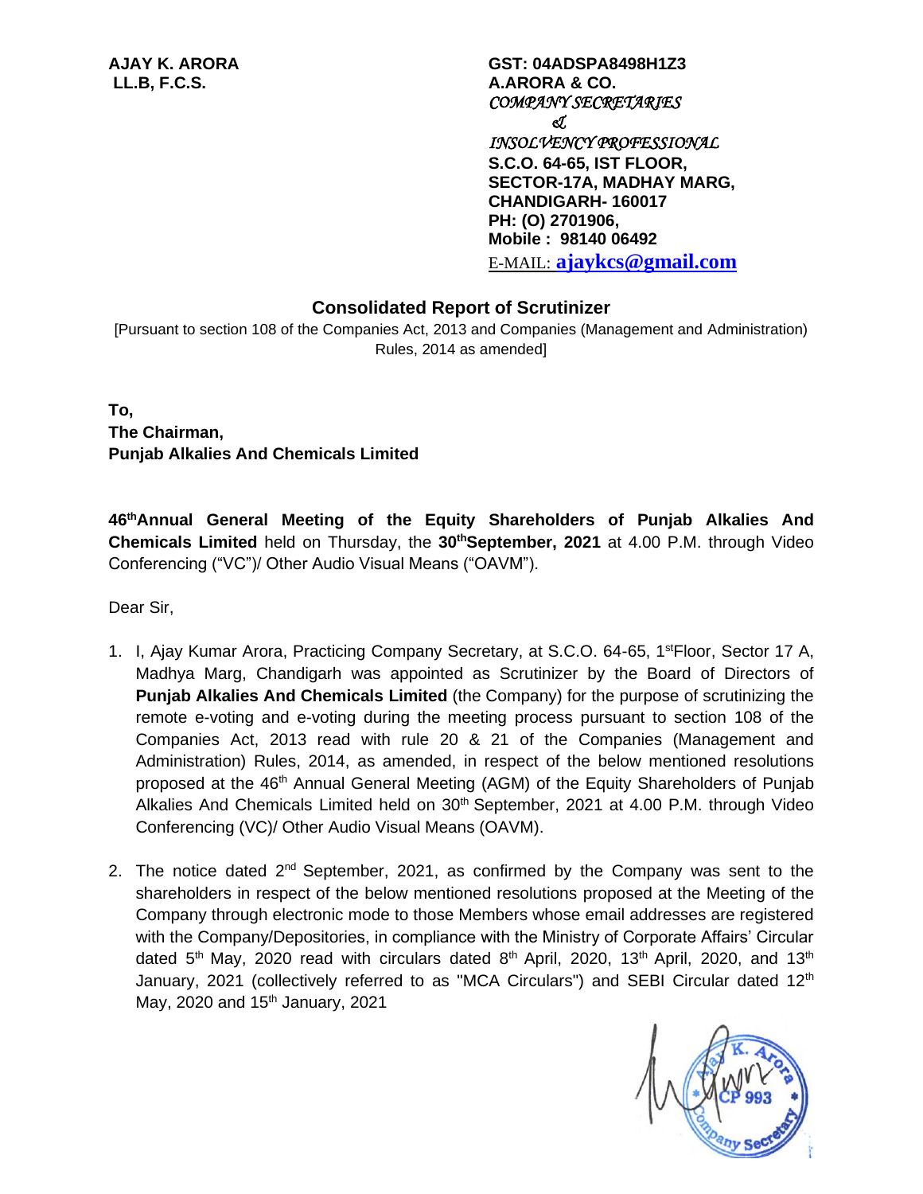**AJAY K. ARORA**
**LL.B, F.C.S.**

**GST: 04ADSPA8498H1Z3**
**A.ARORA & CO.**
*COMPANY SECRETARIES*
*&*
*INSOLVENCY PROFESSIONAL*
**S.C.O. 64-65, IST FLOOR,**
**SECTOR-17A, MADHAY MARG,**
**CHANDIGARH- 160017**
**PH: (O) 2701906,**
**Mobile : 98140 06492**
E-MAIL: **ajaykcs@gmail.com**

## Consolidated Report of Scrutinizer

[Pursuant to section 108 of the Companies Act, 2013 and Companies (Management and Administration) Rules, 2014 as amended]

**To,**
**The Chairman,**
**Punjab Alkalies And Chemicals Limited**

**46th Annual General Meeting of the Equity Shareholders of Punjab Alkalies And Chemicals Limited** held on Thursday, the **30th September, 2021** at 4.00 P.M. through Video Conferencing ("VC")/ Other Audio Visual Means ("OAVM").

Dear Sir,

1. I, Ajay Kumar Arora, Practicing Company Secretary, at S.C.O. 64-65, 1st Floor, Sector 17 A, Madhya Marg, Chandigarh was appointed as Scrutinizer by the Board of Directors of **Punjab Alkalies And Chemicals Limited** (the Company) for the purpose of scrutinizing the remote e-voting and e-voting during the meeting process pursuant to section 108 of the Companies Act, 2013 read with rule 20 & 21 of the Companies (Management and Administration) Rules, 2014, as amended, in respect of the below mentioned resolutions proposed at the 46th Annual General Meeting (AGM) of the Equity Shareholders of Punjab Alkalies And Chemicals Limited held on 30th September, 2021 at 4.00 P.M. through Video Conferencing (VC)/ Other Audio Visual Means (OAVM).

2. The notice dated 2nd September, 2021, as confirmed by the Company was sent to the shareholders in respect of the below mentioned resolutions proposed at the Meeting of the Company through electronic mode to those Members whose email addresses are registered with the Company/Depositories, in compliance with the Ministry of Corporate Affairs' Circular dated 5th May, 2020 read with circulars dated 8th April, 2020, 13th April, 2020, and 13th January, 2021 (collectively referred to as "MCA Circulars") and SEBI Circular dated 12th May, 2020 and 15th January, 2021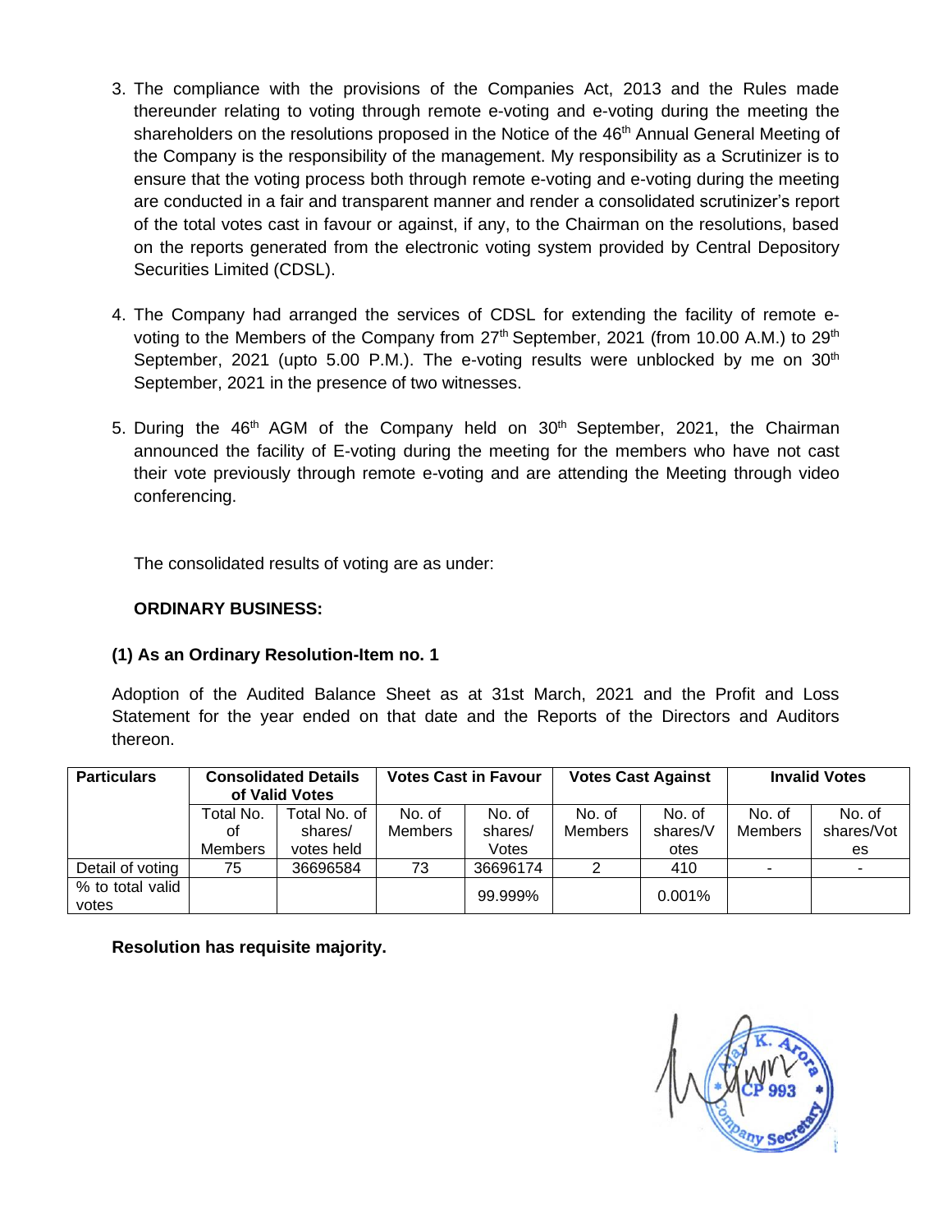3. The compliance with the provisions of the Companies Act, 2013 and the Rules made thereunder relating to voting through remote e-voting and e-voting during the meeting the shareholders on the resolutions proposed in the Notice of the 46th Annual General Meeting of the Company is the responsibility of the management. My responsibility as a Scrutinizer is to ensure that the voting process both through remote e-voting and e-voting during the meeting are conducted in a fair and transparent manner and render a consolidated scrutinizer's report of the total votes cast in favour or against, if any, to the Chairman on the resolutions, based on the reports generated from the electronic voting system provided by Central Depository Securities Limited (CDSL).

4. The Company had arranged the services of CDSL for extending the facility of remote e-voting to the Members of the Company from 27th September, 2021 (from 10.00 A.M.) to 29th September, 2021 (upto 5.00 P.M.). The e-voting results were unblocked by me on 30th September, 2021 in the presence of two witnesses.

5. During the 46th AGM of the Company held on 30th September, 2021, the Chairman announced the facility of E-voting during the meeting for the members who have not cast their vote previously through remote e-voting and are attending the Meeting through video conferencing.

The consolidated results of voting are as under:

**ORDINARY BUSINESS:**

**(1) As an Ordinary Resolution-Item no. 1**

Adoption of the Audited Balance Sheet as at 31st March, 2021 and the Profit and Loss Statement for the year ended on that date and the Reports of the Directors and Auditors thereon.

| Particulars | Consolidated Details of Valid Votes | | Votes Cast in Favour | | Votes Cast Against | | Invalid Votes | |
|---|---|---|---|---|---|---|---|---|
| | Total No. of Members | Total No. of shares/ votes held | No. of Members | No. of shares/ Votes | No. of Members | No. of shares/Votes | No. of Members | No. of shares/Votes |
| Detail of voting | 75 | 36696584 | 73 | 36696174 | 2 | 410 | - | - |
| % to total valid votes | | | | 99.999% | | 0.001% | | |

**Resolution has requisite majority.**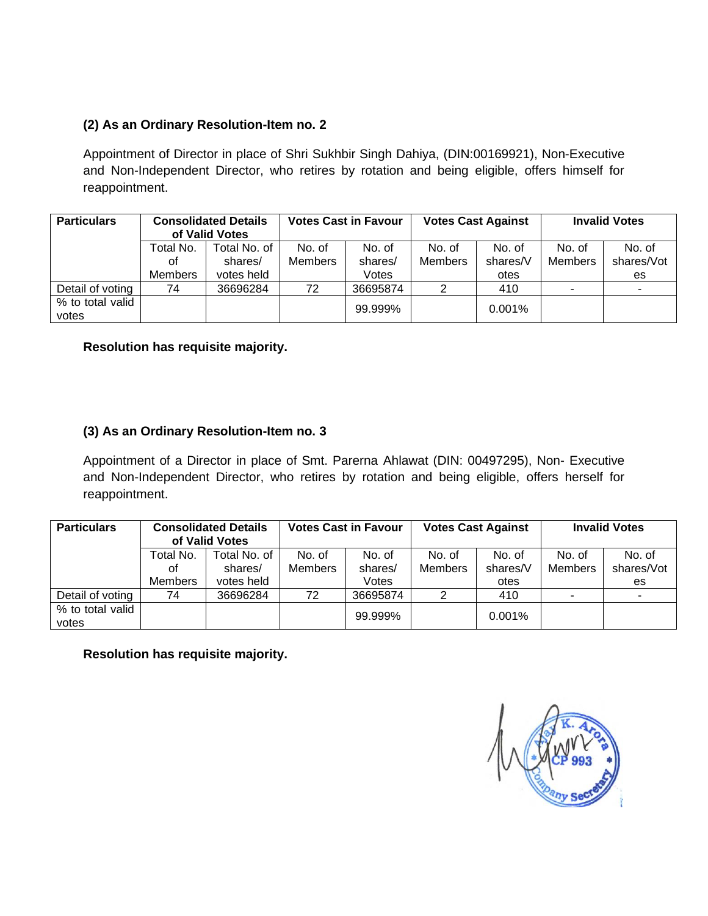**(2) As an Ordinary Resolution-Item no. 2**

Appointment of Director in place of Shri Sukhbir Singh Dahiya, (DIN:00169921), Non-Executive and Non-Independent Director, who retires by rotation and being eligible, offers himself for reappointment.

| Particulars | Consolidated Details of Valid Votes | | Votes Cast in Favour | | Votes Cast Against | | Invalid Votes | |
|---|---|---|---|---|---|---|---|---|
| | Total No. of Members | Total No. of shares/ votes held | No. of Members | No. of shares/ Votes | No. of Members | No. of shares/Votes | No. of Members | No. of shares/Votes |
| Detail of voting | 74 | 36696284 | 72 | 36695874 | 2 | 410 | - | - |
| % to total valid votes | | | | 99.999% | | 0.001% | | |

**Resolution has requisite majority.**

**(3) As an Ordinary Resolution-Item no. 3**

Appointment of a Director in place of Smt. Parerna Ahlawat (DIN: 00497295), Non- Executive and Non-Independent Director, who retires by rotation and being eligible, offers herself for reappointment.

| Particulars | Consolidated Details of Valid Votes | | Votes Cast in Favour | | Votes Cast Against | | Invalid Votes | |
|---|---|---|---|---|---|---|---|---|
| | Total No. of Members | Total No. of shares/ votes held | No. of Members | No. of shares/ Votes | No. of Members | No. of shares/Votes | No. of Members | No. of shares/Votes |
| Detail of voting | 74 | 36696284 | 72 | 36695874 | 2 | 410 | - | - |
| % to total valid votes | | | | 99.999% | | 0.001% | | |

**Resolution has requisite majority.**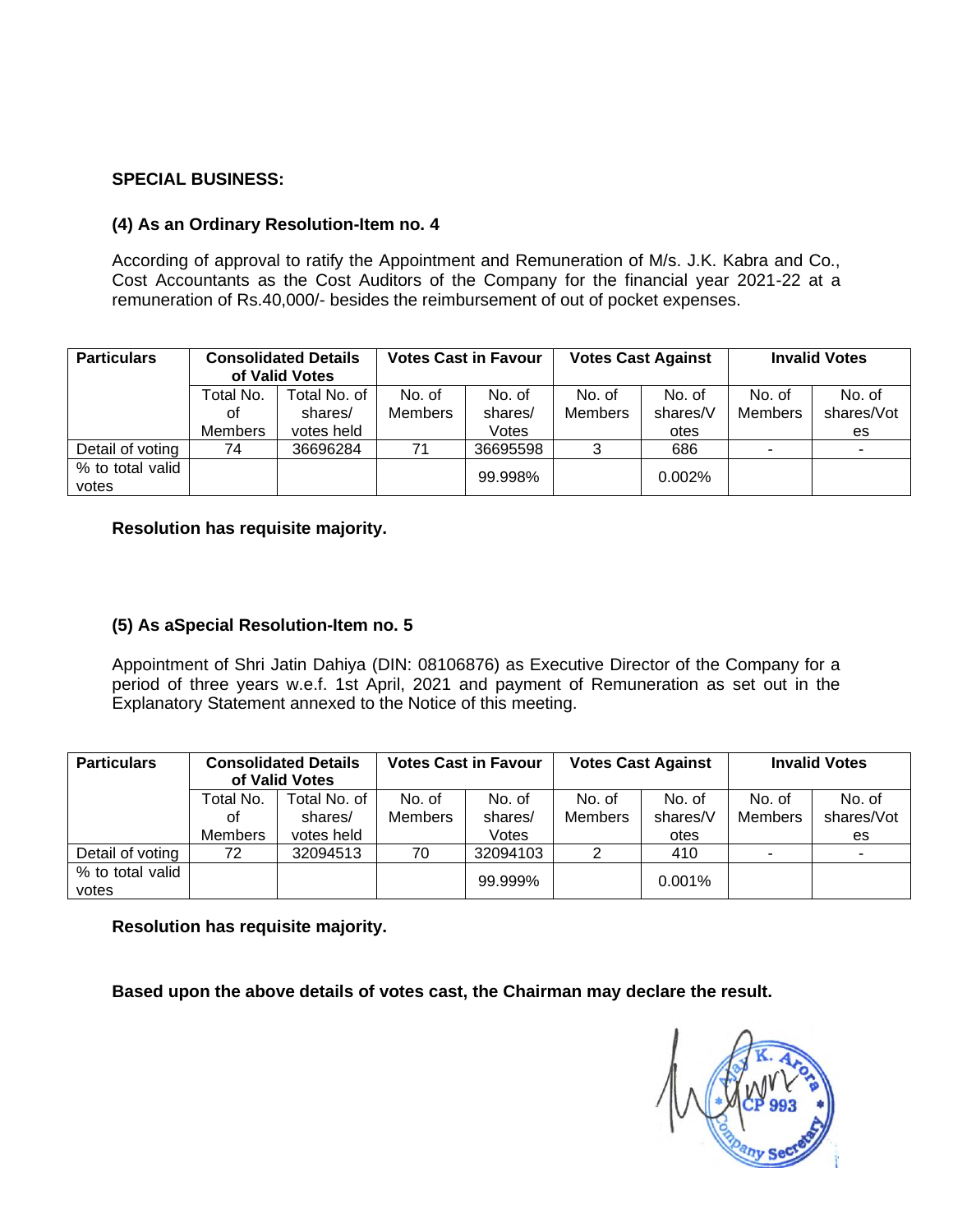**SPECIAL BUSINESS:**

**(4) As an Ordinary Resolution-Item no. 4**

According of approval to ratify the Appointment and Remuneration of M/s. J.K. Kabra and Co., Cost Accountants as the Cost Auditors of the Company for the financial year 2021-22 at a remuneration of Rs.40,000/- besides the reimbursement of out of pocket expenses.

| Particulars | Consolidated Details of Valid Votes | | Votes Cast in Favour | | Votes Cast Against | | Invalid Votes | |
|---|---|---|---|---|---|---|---|---|
| | Total No. of Members | Total No. of shares/ votes held | No. of Members | No. of shares/ Votes | No. of Members | No. of shares/Votes | No. of Members | No. of shares/Votes |
| Detail of voting | 74 | 36696284 | 71 | 36695598 | 3 | 686 | - | - |
| % to total valid votes | | | | 99.998% | | 0.002% | | |

**Resolution has requisite majority.**

**(5) As aSpecial Resolution-Item no. 5**

Appointment of Shri Jatin Dahiya (DIN: 08106876) as Executive Director of the Company for a period of three years w.e.f. 1st April, 2021 and payment of Remuneration as set out in the Explanatory Statement annexed to the Notice of this meeting.

| Particulars | Consolidated Details of Valid Votes | | Votes Cast in Favour | | Votes Cast Against | | Invalid Votes | |
|---|---|---|---|---|---|---|---|---|
| | Total No. of Members | Total No. of shares/ votes held | No. of Members | No. of shares/ Votes | No. of Members | No. of shares/Votes | No. of Members | No. of shares/Votes |
| Detail of voting | 72 | 32094513 | 70 | 32094103 | 2 | 410 | - | - |
| % to total valid votes | | | | 99.999% | | 0.001% | | |

**Resolution has requisite majority.**

**Based upon the above details of votes cast, the Chairman may declare the result.**

Ajay K. Arora
CP 993
Company Secretary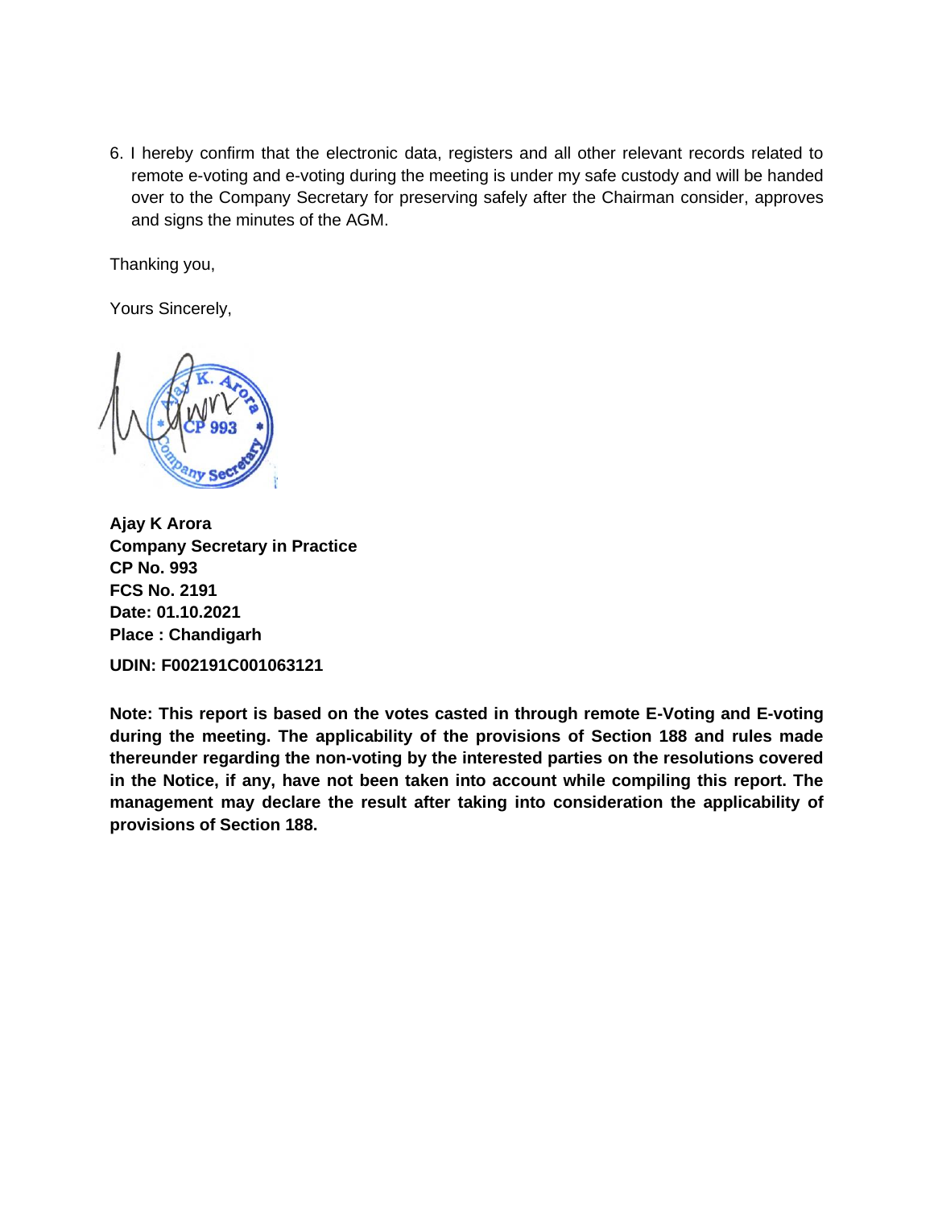6. I hereby confirm that the electronic data, registers and all other relevant records related to remote e-voting and e-voting during the meeting is under my safe custody and will be handed over to the Company Secretary for preserving safely after the Chairman consider, approves and signs the minutes of the AGM.

Thanking you,

Yours Sincerely,

**Ajay K Arora**
**Company Secretary in Practice**
**CP No. 993**
**FCS No. 2191**
**Date: 01.10.2021**
**Place : Chandigarh**

**UDIN: F002191C001063121**

**Note: This report is based on the votes casted in through remote E-Voting and E-voting during the meeting. The applicability of the provisions of Section 188 and rules made thereunder regarding the non-voting by the interested parties on the resolutions covered in the Notice, if any, have not been taken into account while compiling this report. The management may declare the result after taking into consideration the applicability of provisions of Section 188.**